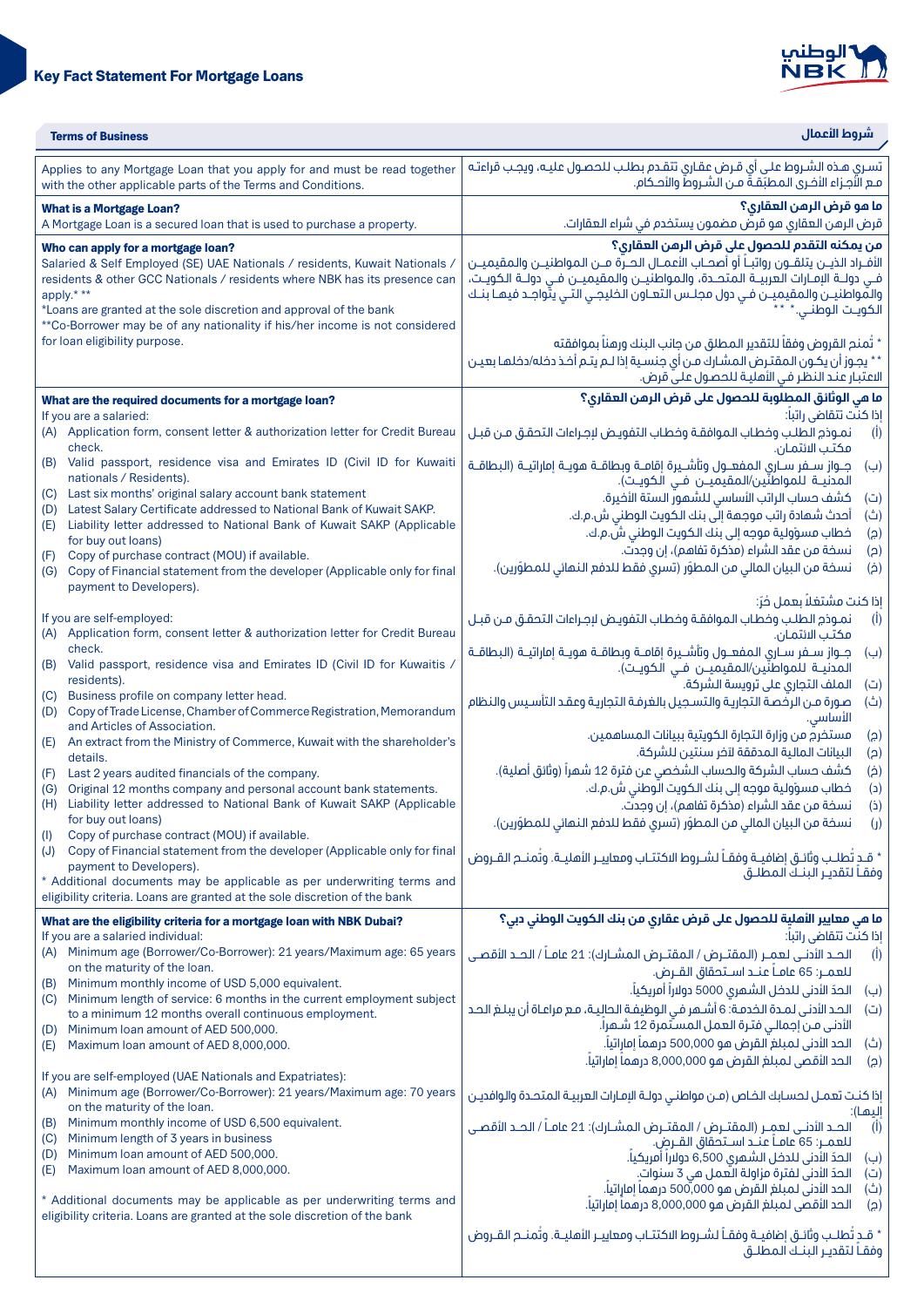# Key Fact Statement For Mortgage Loans

## Terms of Business

## شروط الأعمال

| | |
|---|---|
| Applies to any Mortgage Loan that you apply for and must be read together with the other applicable parts of the Terms and Conditions. | تسري هذه الشروط على أي قرض عقاري تتقدم بطلب للحصول عليه، ويجب قراءته مع الأجزاء الأخرى المطبّقة من الشروط والأحكام. |
| **What is a Mortgage Loan?**<br>A Mortgage Loan is a secured loan that is used to purchase a property. | **ما هو قرض الرهن العقاري؟**<br>قرض الرهن العقاري هو قرض مضمون يستخدم في شراء العقارات. |
| **Who can apply for a mortgage loan?**<br>Salaried & Self Employed (SE) UAE Nationals / residents, Kuwait Nationals / residents & other GCC Nationals / residents where NBK has its presence can apply.* **<br>*Loans are granted at the sole discretion and approval of the bank<br>**Co-Borrower may be of any nationality if his/her income is not considered for loan eligibility purpose. | **من يمكنه التقدم للحصول على قرض الرهن العقاري؟**<br>الأفراد الذين يتلقون رواتباً أو أصحاب الأعمال الحرة من المواطنين والمقيمين في دولة الإمارات العربية المتحدة، والمواطنين والمقيمين في دولة الكويت، والمواطنين والمقيمين في دول مجلس التعاون الخليجي التي يتواجد فيها بنك الكويت الوطني.* **<br>* تُمنح القروض وفقاً للتقدير المطلق من جانب البنك ورهناً بموافقته<br>** يجوز أن يكون المقترض المشارك من أي جنسية إذا لم يتم أخذ دخله/دخلها بعين الاعتبار عند النظر في الأهلية للحصول على قرض. |
| **What are the required documents for a mortgage loan?**<br>If you are a salaried:<br>(A) Application form, consent letter & authorization letter for Credit Bureau check.<br>(B) Valid passport, residence visa and Emirates ID (Civil ID for Kuwaiti nationals / Residents).<br>(C) Last six months' original salary account bank statement<br>(D) Latest Salary Certificate addressed to National Bank of Kuwait SAKP.<br>(E) Liability letter addressed to National Bank of Kuwait SAKP (Applicable for buy out loans)<br>(F) Copy of purchase contract (MOU) if available.<br>(G) Copy of Financial statement from the developer (Applicable only for final payment to Developers).<br><br>If you are self-employed:<br>(A) Application form, consent letter & authorization letter for Credit Bureau check.<br>(B) Valid passport, residence visa and Emirates ID (Civil ID for Kuwaitis / residents).<br>(C) Business profile on company letter head.<br>(D) Copy of Trade License, Chamber of Commerce Registration, Memorandum and Articles of Association.<br>(E) An extract from the Ministry of Commerce, Kuwait with the shareholder's details.<br>(F) Last 2 years audited financials of the company.<br>(G) Original 12 months company and personal account bank statements.<br>(H) Liability letter addressed to National Bank of Kuwait SAKP (Applicable for buy out loans)<br>(I) Copy of purchase contract (MOU) if available.<br>(J) Copy of Financial statement from the developer (Applicable only for final payment to Developers).<br>* Additional documents may be applicable as per underwriting terms and eligibility criteria. Loans are granted at the sole discretion of the bank | **ما هي الوثائق المطلوبة للحصول على قرض الرهن العقاري؟**<br>إذا كنت تتقاضى راتباً:<br>(أ) نموذج الطلب وخطاب الموافقة وخطاب التفويض لإجراءات التحقق من قبل مكتب الائتمان.<br>(ب) جواز سفر ساري المفعول وتأشيرة إقامة وبطاقة هوية إماراتية (البطاقة المدنية للمواطنين/المقيمين في الكويت).<br>(ت) كشف حساب الراتب الأساسي للشهور الستة الأخيرة.<br>(ث) أحدث شهادة راتب موجهة إلى بنك الكويت الوطني ش.م.ك.<br>(ج) خطاب مسؤولية موجه إلى بنك الكويت الوطني ش.م.ك.<br>(ح) نسخة من عقد الشراء (مذكرة تفاهم)، إن وجدت.<br>(خ) نسخة من البيان المالي من المطوّر (تسري فقط للدفع النهائي للمطوّرين).<br><br>إذا كنت مشتغلاً بعمل حرّ:<br>(أ) نموذج الطلب وخطاب الموافقة وخطاب التفويض لإجراءات التحقق من قبل مكتب الائتمان.<br>(ب) جواز سفر ساري المفعول وتأشيرة إقامة وبطاقة هوية إماراتية (البطاقة المدنية للمواطنين/المقيمين في الكويت).<br>(ت) الملف التجاري على ترويسة الشركة.<br>(ث) صورة من الرخصة التجارية والتسجيل بالغرفة التجارية وعقد التأسيس والنظام الأساسي.<br>(ج) مستخرج من وزارة التجارة الكويتية ببيانات المساهمين.<br>(ح) البيانات المالية المدققة لآخر سنتين للشركة.<br>(خ) كشف حساب الشركة والحساب الشخصي عن فترة 12 شهراً (وثائق أصلية).<br>(د) خطاب مسؤولية موجه إلى بنك الكويت الوطني ش.م.ك.<br>(ذ) نسخة من عقد الشراء (مذكرة تفاهم)، إن وجدت.<br>(ر) نسخة من البيان المالي من المطوّر (تسري فقط للدفع النهائي للمطوّرين).<br><br>* قد تُطلب وثائق إضافية وفقاً لشروط الاكتتاب ومعايير الأهلية. وتُمنح القروض وفقاً لتقدير البنك المطلق |
| **What are the eligibility criteria for a mortgage loan with NBK Dubai?**<br>If you are a salaried individual:<br>(A) Minimum age (Borrower/Co-Borrower): 21 years/Maximum age: 65 years on the maturity of the loan.<br>(B) Minimum monthly income of USD 5,000 equivalent.<br>(C) Minimum length of service: 6 months in the current employment subject to a minimum 12 months overall continuous employment.<br>(D) Minimum loan amount of AED 500,000.<br>(E) Maximum loan amount of AED 8,000,000.<br><br>If you are self-employed (UAE Nationals and Expatriates):<br>(A) Minimum age (Borrower/Co-Borrower): 21 years/Maximum age: 70 years on the maturity of the loan.<br>(B) Minimum monthly income of USD 6,500 equivalent.<br>(C) Minimum length of 3 years in business<br>(D) Minimum loan amount of AED 500,000.<br>(E) Maximum loan amount of AED 8,000,000.<br><br>* Additional documents may be applicable as per underwriting terms and eligibility criteria. Loans are granted at the sole discretion of the bank | **ما هي معايير الأهلية للحصول على قرض عقاري من بنك الكويت الوطني دبي؟**<br>إذا كنت تتقاضى راتباً:<br>(أ) الحد الأدنى لعمر (المقترض / المقترض المشارك): 21 عاماً / الحد الأقصى للعمر: 65 عاماً عند استحقاق القرض.<br>(ب) الحدّ الأدنى للدخل الشهري 5000 دولاراً أمريكياً.<br>(ت) الحد الأدنى لمدة الخدمة: 6 أشهر في الوظيفة الحالية، مع مراعاة أن يبلغ الحد الأدنى من إجمالي فترة العمل المستمرة 12 شهراً.<br>(ث) الحد الأدنى لمبلغ القرض هو 500,000 درهماً إماراتياً.<br>(ج) الحد الأقصى لمبلغ القرض هو 8,000,000 درهماً إماراتياً.<br><br>إذا كنت تعمل لحسابك الخاص (من مواطني دولة الإمارات العربية المتحدة والوافدين إليها):<br>(أ) الحد الأدنى لعمر (المقترض / المقترض المشارك): 21 عاماً / الحد الأقصى للعمر: 65 عاماً عند استحقاق القرض.<br>(ب) الحدّ الأدنى للدخل الشهري 6,500 دولاراً أمريكياً.<br>(ت) الحدّ الأدنى لفترة مزاولة العمل هي 3 سنوات.<br>(ث) الحد الأدنى لمبلغ القرض هو 500,000 درهماً إماراتياً.<br>(ج) الحد الأقصى لمبلغ القرض هو 8,000,000 درهماً إماراتياً.<br><br>* قد تُطلب وثائق إضافية وفقاً لشروط الاكتتاب ومعايير الأهلية. وتُمنح القروض وفقاً لتقدير البنك المطلق |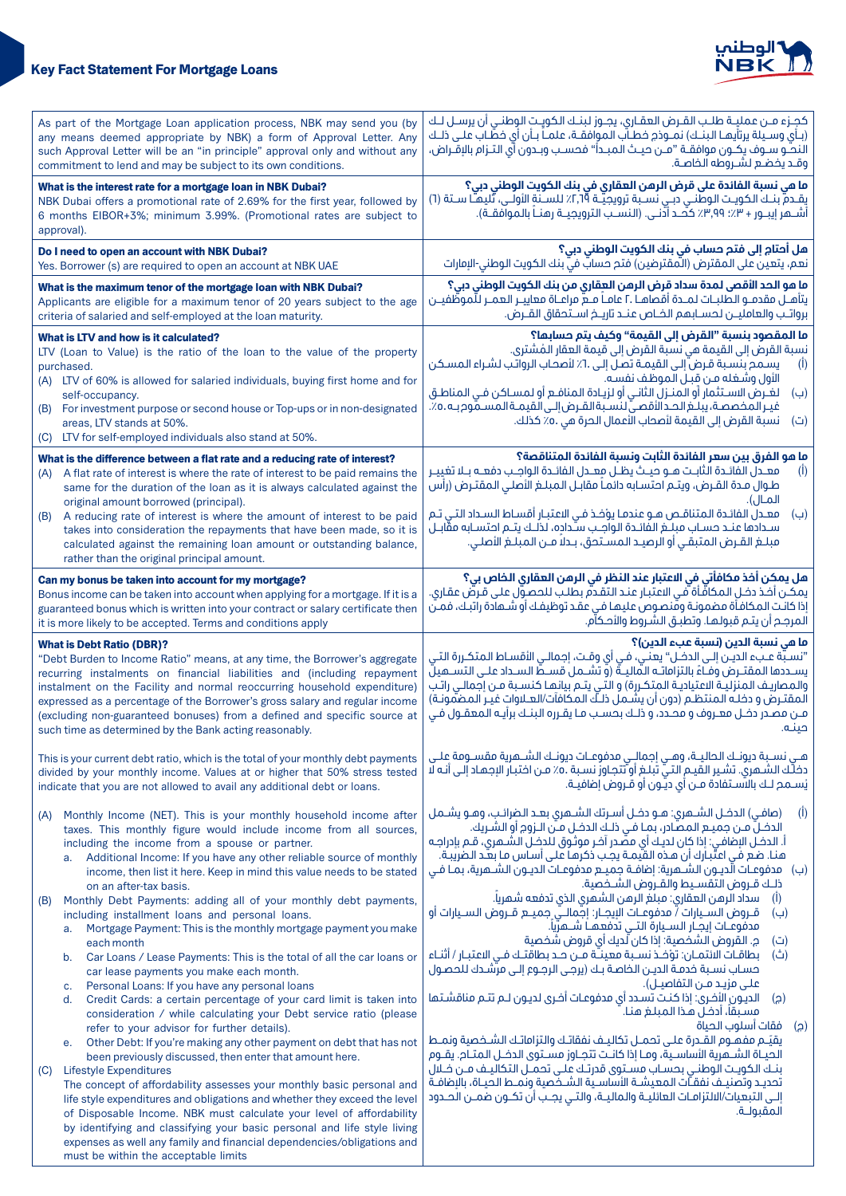# Key Fact Statement For Mortgage Loans

| | |
|---|---|
| As part of the Mortgage Loan application process, NBK may send you (by any means deemed appropriate by NBK) a form of Approval Letter. Any such Approval Letter will be an "in principle" approval only and without any commitment to lend and may be subject to its own conditions. | كجـزء مـن عمليـة طلـب القـرض العقـاري، يجـوز لبنـك الكويـت الوطنـي أن يرسـل لـك (بـأي وسـيلة يرتأيهـا البنـك) نمـوذج خطـاب الموافقـة، علمـاً بـأن أي خطـاب علـى ذلـك النحـو سـوف يكـون موافقـة "مـن حيـث المبـدأ" فحسـب وبـدون أي التـزام بالإقـراض، وقـد يخضـع لشـروطه الخاصـة. |
| **What is the interest rate for a mortgage loan in NBK Dubai?**<br>NBK Dubai offers a promotional rate of 2.69% for the first year, followed by 6 months EIBOR+3%; minimum 3.99%. (Promotional rates are subject to approval). | **ما هي نسبة الفائدة على قرض الرهن العقاري في بنك الكويت الوطني دبي؟**<br>يقـدم بنـك الكويـت الوطنـي دبـي نسـبة ترويجيـة ٢,٦٩٪ للسـنة الأولـى، تليهـا سـتة (٦) أشـهر إيبـور + ٣٪؛ ٣,٩٩٪ كحـد أدنـى. (النسـب الترويجيـة رهنـاً بالموافقـة). |
| **Do I need to open an account with NBK Dubai?**<br>Yes. Borrower (s) are required to open an account at NBK UAE | **هل أحتاج إلى فتح حساب في بنك الكويت الوطني دبي؟**<br>نعم، يتعين على المقترض (المقترضين) فتح حساب في بنك الكويت الوطني-الإمارات |
| **What is the maximum tenor of the mortgage loan with NBK Dubai?**<br>Applicants are eligible for a maximum tenor of 20 years subject to the age criteria of salaried and self-employed at the loan maturity. | **ما هو الحد الأقصى لمدة سداد قرض الرهن العقاري من بنك الكويت الوطني دبي؟**<br>يتأهـل مقدمـو الطلبـات لمـدة أقصاهـا ٢٠ عامـاً مـع مراعـاة معاييـر العمـر للموظفيـن برواتـب والعامليـن لحسـابهم الخـاص عنـد تاريـخ اسـتحقاق القـرض. |
| **What is LTV and how is it calculated?**<br>LTV (Loan to Value) is the ratio of the loan to the value of the property purchased.<br>(A) LTV of 60% is allowed for salaried individuals, buying first home and for self-occupancy.<br>(B) For investment purpose or second house or Top-ups or in non-designated areas, LTV stands at 50%.<br>(C) LTV for self-employed individuals also stand at 50%. | **ما المقصود بنسبة "القرض إلى القيمة" وكيف يتم حسابها؟**<br>نسبة القرض إلى القيمة هي نسبة القرض إلى قيمة العقار المُشترى.<br>(أ) يسـمح بنسـبة قـرض إلـى القيمـة تصـل إلـى ٦٠٪ لأصحاب الرواتب لشـراء المسـكن الأول وشـغله مـن قبـل الموظـف نفسـه.<br>(ب) لغـرض الاسـتثمار أو المنـزل الثانـي أو لزيـادة المنافـع أو لمسـاكن فـي المناطـق غيـر المخصصـة، يبلـغ الحـد الأقصـى لنسـبة القـرض إلـى القيمـة المسـموح بـه ٥٠٪.<br>(ت) نسبة القرض إلى القيمة لأصحاب الأعمال الحرة هي ٥٠٪ كذلك. |
| **What is the difference between a flat rate and a reducing rate of interest?**<br>(A) A flat rate of interest is where the rate of interest to be paid remains the same for the duration of the loan as it is always calculated against the original amount borrowed (principal).<br>(B) A reducing rate of interest is where the amount of interest to be paid takes into consideration the repayments that have been made, so it is calculated against the remaining loan amount or outstanding balance, rather than the original principal amount. | **ما هو الفرق بين سعر الفائدة الثابت ونسبة الفائدة المتناقصة؟**<br>(أ) معـدل الفائـدة الثابـت هـو حيـث يظـل معـدل الفائـدة الواجـب دفعـه بـلا تغييـر طـوال مـدة القـرض، ويتـم احتسـابه دائمـاً مقابـل المبلـغ الأصلـي المقتـرض (رأس المـال).<br>(ب) معـدل الفائـدة المتناقـص هـو عندمـا يؤخـذ فـي الاعتبـار أقسـاط السـداد التـي تـم سـدادها عنـد حسـاب مبلـغ الفائـدة الواجـب سـداده، لذلـك يتـم احتسـابه مقابـل مبلـغ القـرض المتبقـي أو الرصيـد المسـتحق، بـدلاً مـن المبلـغ الأصلـي. |
| **Can my bonus be taken into account for my mortgage?**<br>Bonus income can be taken into account when applying for a mortgage. If it is a guaranteed bonus which is written into your contract or salary certificate then it is more likely to be accepted. Terms and conditions apply | **هل يمكن أخذ مكافأتي في الاعتبار عند النظر في الرهن العقاري الخاص بي؟**<br>يمكـن أخـذ دخـل المكافـأة فـي الاعتبـار عنـد التقـدم بطلـب للحصـول علـى قـرض عقـاري. إذا كانت المكافأة مضمونة ومنصوص عليها في عقـد توظيـف أو شـهادة راتـب، فمـن المرجـح أن يتـم قبولهـا. وتطبـق الشـروط والأحـكام. |
| **What is Debt Ratio (DBR)?**<br>"Debt Burden to Income Ratio" means, at any time, the Borrower's aggregate recurring instalments on financial liabilities and (including repayment instalment on the Facility and normal reoccurring household expenditure) expressed as a percentage of the Borrower's gross salary and regular income (excluding non-guaranteed bonuses) from a defined and specific source at such time as determined by the Bank acting reasonably.<br><br>This is your current debt ratio, which is the total of your monthly debt payments divided by your monthly income. Values at or higher that 50% stress tested indicate that you are not allowed to avail any additional debt or loans.<br><br>(A) Monthly Income (NET). This is your monthly household income after taxes. This monthly figure would include income from all sources, including the income from a spouse or partner.<br>a. Additional Income: If you have any other reliable source of monthly income, then list it here. Keep in mind this value needs to be stated on an after-tax basis.<br>(B) Monthly Debt Payments: adding all of your monthly debt payments, including installment loans and personal loans.<br>a. Mortgage Payment: This is the monthly mortgage payment you make each month<br>b. Car Loans / Lease Payments: This is the total of all the car loans or car lease payments you make each month.<br>c. Personal Loans: If you have any personal loans<br>d. Credit Cards: a certain percentage of your card limit is taken into consideration / while calculating your Debt service ratio (please refer to your advisor for further details).<br>e. Other Debt: If you're making any other payment on debt that has not been previously discussed, then enter that amount here.<br>(C) Lifestyle Expenditures<br>The concept of affordability assesses your monthly basic personal and life style expenditures and obligations and whether they exceed the level of Disposable Income. NBK must calculate your level of affordability by identifying and classifying your basic personal and life style living expenses as well any family and financial dependencies/obligations and must be within the acceptable limits | **ما هي نسبة الدين (نسبة عبء الدين)؟**<br>"نسـبة عـبء الديـن إلـى الدخـل" يعنـي، فـي أي وقـت، إجمالـي الأقسـاط المتكـررة التـي يسـددها المقتـرض وفـاءً بالتزاماتـه الماليـة (و تشـمل قسـط السـداد علـى التسـهيل والمصاريف المنزلية الاعتيادية المتكررة) و التي يتم بيانها كنسـبة مـن إجمالي راتب المقتـرض و دخلـه المنتظـم (دون أن يشـمل ذلـك المكافآت/العـلاوات غيـر المضمونـة) مـن مصـدر دخـل معـروف و محـدد، و ذلـك بحسـب مـا يقـرره البنـك برأيـه المعقـول فـي حينـه.<br><br>هـي نسـبة ديونـك الحاليـة، وهـي إجمالـي مدفوعـات ديونـك الشـهرية مقسـومة علـى دخلـك الشـهري. تشـير القيـم التـي تبلـغ أو تتجـاوز نسـبة ٥٠٪ مـن اختبار الإجهاد إلى أنه لا يُسـمح لـك بالاسـتفادة مـن أي ديـون أو قـروض إضافيـة.<br><br>(أ) (صافي) الدخـل الشـهري: هـو دخـل أسـرتك الشـهري بعـد الضرائـب، وهـو يشـمل الدخـل مـن جميـع المصـادر، بمـا فـي ذلـك الدخـل مـن الـزوج أو الشـريك.<br>أ. الدخـل الإضافـي: إذا كان لديـك أي مصـدر آخـر موثـوق للدخـل الشـهري، قـم بإدراجـه هنـا. ضـع فـي اعتبـارك أن هـذه القيمـة يجـب ذكرهـا علـى أسـاس مـا بعـد الضريبـة.<br>(ب) مدفوعـات الديـون الشـهرية: إضافـة جميـع مدفوعـات الديـون الشـهرية، بمـا فـي ذلـك قـروض التقسـيط والقـروض الشـخصية.<br>(أ) سداد الرهـن العقـاري: مبلغ الرهن الشهري الذي تدفعه شهرياً.<br>(ب) قـروض السـيارات / مدفوعـات الإيجـار: إجمالـي جميـع قـروض السـيارات أو مدفوعـات إيجـار السـيارة التـي تدفعهـا شـهرياً.<br>(ت) ج. القروض الشخصية: إذا كان لديك أي قروض شخصية<br>(ث) بطاقـات الائتمـان: تؤخـذ نسـبة معينـة مـن حـد بطاقتـك فـي الاعتبـار / أثنـاء حسـاب نسـبة خدمـة الديـن الخاصـة بـك (يرجـى الرجـوع إلـى مرشـدك للحصـول علـى مزيـد مـن التفاصيـل).<br>(ج) الديـون الأخـرى: إذا كنـت تسـدد أي مدفوعـات أخـرى لديـون لـم تتـم مناقشـتها مسـبقاً، أدخـل هـذا المبلـغ هنـا.<br>(ح) فئات أسلوب الحياة<br>يقيّـم مفهـوم القـدرة علـى تحمـل تكاليـف نفقاتـك والتزاماتـك الشـخصية ونمـط الحيـاة الشـهرية الأساسـية، ومـا إذا كانـت تتجـاوز مسـتوى الدخـل المتـاح. يقـوم بنـك الكويـت الوطنـي بحسـاب مسـتوى قدرتـك علـى تحمـل التكاليـف مـن خـلال تحديـد وتصنيـف نفقـات المعيشـة الأساسـية الشـخصية ونمـط الحيـاة، بالإضافـة إلـى التبعيـات/الالتزامـات العائليـة والماليـة، والتـي يجـب أن تكـون ضمـن الحـدود المقبولـة. |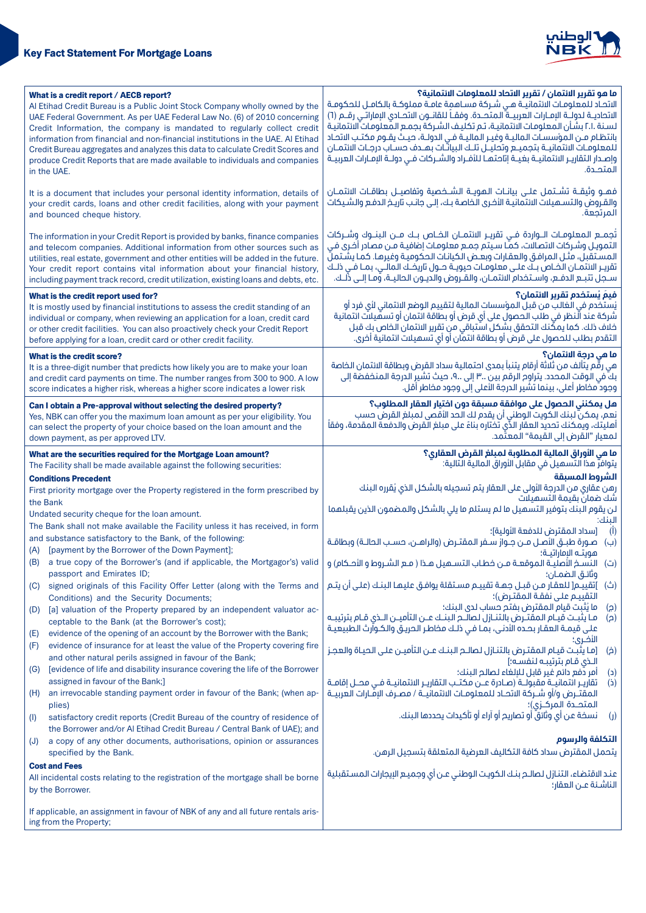# Key Fact Statement For Mortgage Loans

## What is a credit report / AECB report?

Al Etihad Credit Bureau is a Public Joint Stock Company wholly owned by the UAE Federal Government. As per UAE Federal Law No. (6) of 2010 concerning Credit Information, the company is mandated to regularly collect credit information from financial and non-financial institutions in the UAE. Al Etihad Credit Bureau aggregates and analyzes this data to calculate Credit Scores and produce Credit Reports that are made available to individuals and companies in the UAE.

It is a document that includes your personal identity information, details of your credit cards, loans and other credit facilities, along with your payment and bounced cheque history.

The information in your Credit Report is provided by banks, finance companies and telecom companies. Additional information from other sources such as utilities, real estate, government and other entities will be added in the future. Your credit report contains vital information about your financial history, including payment track record, credit utilization, existing loans and debts, etc.

## ما هو تقرير الائتمان / تقرير الاتحاد للمعلومات الائتمانية؟

الاتحـاد للمعلومـات الائتمانيـة هـي شـركة مسـاهمة عامـة مملوكـة بالكامـل للحكومـة الاتحاديـة لدولـة الإمـارات العربيـة المتحـدة. وفقـاً للقانـون الاتحـادي الإماراتـي رقـم (٦) لسـنة ٢٠١٠ بشـأن المعلومـات الائتمانيـة، تـم تكليـف الشـركة بجمـع المعلومـات الائتمانيـة بانتظـام مـن المؤسسـات الماليـة وغيـر الماليـة فـي الدولـة، حيـث يقـوم مكتـب الاتحـاد للمعلومـات الائتمانيـة بتجميـع وتحليـل تلـك البيانـات بهـدف حسـاب درجـات الائتمـان وإصـدار التقاريـر الائتمانيـة بغيـة إتاحتهـا للأفـراد والشـركات فـي دولـة الإمـارات العربيـة المتحـدة.

فهـو وثيقـة تشـتمل علـى بيانـات الهويـة الشـخصية وتفاصيـل بطاقـات الائتمـان والقـروض والتسـهيلات الائتمانيـة الأخرى الخاصة بـك، إلـى جانـب تاريـخ الدفـع والشـيكات المرتجعـة.

تُجمـع المعلومـات الـواردة فـي تقريـر الائتمـان الخـاص بـك مـن البنـوك وشـركات التمويـل وشـركات الاتصالات، كمـا سـيتم جمـع معلومـات إضافيـة مـن مصادر أخـرى فـي المسـتقبل، مثـل المرافـق والعقـارات وبعـض الكيانـات الحكوميـة وغيرهـا. كمـا يشـتمل تقريـر الائتمـان الخـاص بـك علـى معلومـات حيويـة حـول تاريخـك المالـي، بمـا فـي ذلـك سـجل تتبـع الدفـع، واسـتخدام الائتمـان، والقـروض والديـون الحاليـة، ومـا إلـى ذلـك.

## What is the credit report used for?

It is mostly used by financial institutions to assess the credit standing of an individual or company, when reviewing an application for a loan, credit card or other credit facilities. You can also proactively check your Credit Report before applying for a loan, credit card or other credit facility.

## فيمَ يُستخدم تقرير الائتمان؟

يُستخدم في الغالب من قبل المؤسسات المالية لتقييم الوضع الائتماني لأي فرد أو شركة عند النظر في طلب الحصول على أي قرض أو بطاقة ائتمان أو تسهيلات ائتمانية خلاف ذلك. كما يمكنك التحقق بشكل استباقي من تقرير الائتمان الخاص بك قبل التقدم بطلب للحصول على قرض أو بطاقة ائتمان أو أي تسهيلات ائتمانية أخرى.

## What is the credit score?

It is a three-digit number that predicts how likely you are to make your loan and credit card payments on time. The number ranges from 300 to 900. A low score indicates a higher risk, whereas a higher score indicates a lower risk

## ما هي درجة الائتمان؟

هي رقم يتألف من ثلاثة أرقام يتنبأ بمدى احتمالية سداد القرض وبطاقة الائتمان الخاصة بك في الوقت المحدد. يتراوح الرقم بين ٣٠٠ إلى ٩٠٠، حيث تشير الدرجة المنخفضة إلى وجود مخاطر أعلى، بينما تشير الدرجة الأعلى إلى وجود مخاطر أقل.

## Can I obtain a Pre-approval without selecting the desired property?

Yes, NBK can offer you the maximum loan amount as per your eligibility. You can select the property of your choice based on the loan amount and the down payment, as per approved LTV.

## هل يمكنني الحصول على موافقة مسبقة دون اختيار العقار المطلوب؟

نعم، يمكن لبنك الكويت الوطني أن يقدم لك الحد الأقصى لمبلغ القرض حسب أهليتك، ويمكنك تحديد العقار الذي تختاره بناءً على مبلغ القرض والدفعة المقدمة، وفقاً لمعيار "القرض إلى القيمة" المعتمد.

## What are the securities required for the Mortgage Loan amount?

The Facility shall be made available against the following securities:

### Conditions Precedent

First priority mortgage over the Property registered in the form prescribed by the Bank

Undated security cheque for the loan amount.

The Bank shall not make available the Facility unless it has received, in form and substance satisfactory to the Bank, the following:

(A) [payment by the Borrower of the Down Payment];

(B) a true copy of the Borrower's (and if applicable, the Mortgagor's) valid passport and Emirates ID;

(C) signed originals of this Facility Offer Letter (along with the Terms and Conditions) and the Security Documents;

(D) [a] valuation of the Property prepared by an independent valuator acceptable to the Bank (at the Borrower's cost);

(E) evidence of the opening of an account by the Borrower with the Bank;

(F) evidence of insurance for at least the value of the Property covering fire and other natural perils assigned in favour of the Bank;

(G) [evidence of life and disability insurance covering the life of the Borrower assigned in favour of the Bank;]

(H) an irrevocable standing payment order in favour of the Bank; (when applies)

(I) satisfactory credit reports (Credit Bureau of the country of residence of the Borrower and/or Al Etihad Credit Bureau / Central Bank of UAE); and

(J) a copy of any other documents, authorisations, opinion or assurances specified by the Bank.

### Cost and Fees

All incidental costs relating to the registration of the mortgage shall be borne by the Borrower.

If applicable, an assignment in favour of NBK of any and all future rentals arising from the Property;

## ما هي الأوراق المالية المطلوبة لمبلغ القرض العقاري؟

يتوافر هذا التسهيل في مقابل الأوراق المالية التالية:

### الشروط المسبقة

رهن عقاري من الدرجة الأولى على العقار يتم تسجيله بالشكل الذي يُقرره البنك

شك ضمان بقيمة التسهيلات

لن يقوم البنك بتوفير التسهيل ما لم يستلم ما يلي بالشكل والمضمون الذين يقبلهما البنك:

(أ) [سداد المقترض للدفعة الأولية]؛

(ب) صـورة طبـق الأصـل مـن جـواز سـفر المقتـرض (والراهـن، حسـب الحالـة) وبطاقـة هويتـه الإماراتيـة؛

(ت) النسـخ الأصليـة الموقعـة مـن خطـاب التسـهيل هـذا ( مـع الشـروط و الأحـكام) و وثائـق الضمـان؛

(ث) [تقييـم] للعقـار مـن قبـل جهـة تقييـم مسـتقلة يوافـق عليهـا البنـك (علـى أن يتـم التقييـم علـى نفقـة المقتـرض)؛

(ج) ما يُثبت قيام المقترض بفتح حساب لدى البنك؛

(ح) مـا يُثبـت قيـام المقتـرض بالتنـازل لصالـح البنـك عـن التأميـن الـذي قـام بترتيبـه علـى قيمـة العقـار بحـده الأدنـى، بمـا فـي ذلـك مخاطـر الحريـق والكـوارث الطبيعيـة الأخـرى؛

(خ) [ما يُثبـت قيـام المقتـرض بالتنـازل لصالـح البنـك عـن التأميـن علـى الحيـاة والعجـز الـذي قـام بترتيبـه لنفسـه؛]

(د) أمر دفع دائم غير قابل للإلغاء لصالح البنك؛

(ذ) تقاريـر ائتمانيـة مقبولـة (صـادرة عـن مكتـب التقاريـر الائتمانيـة فـي محـل إقامـة المقتـرض و/أو شـركة الاتحـاد للمعلومـات الائتمانيـة / مصـرف الإمـارات العربيـة المتحـدة المركـزي)؛

(ر) نسخة عن أي وثائق أو تصاريح أو آراء أو تأكيدات يحددها البنك.

### التكلفة والرسوم

يتحمل المقترض سداد كافة التكاليف العرضية المتعلقة بتسجيل الرهن.

عنـد الاقتضاء، التنـازل لصالـح بنـك الكويـت الوطنـي عـن أي وجميـع الإيجارات المسـتقبلية الناشـئة عـن العقار؛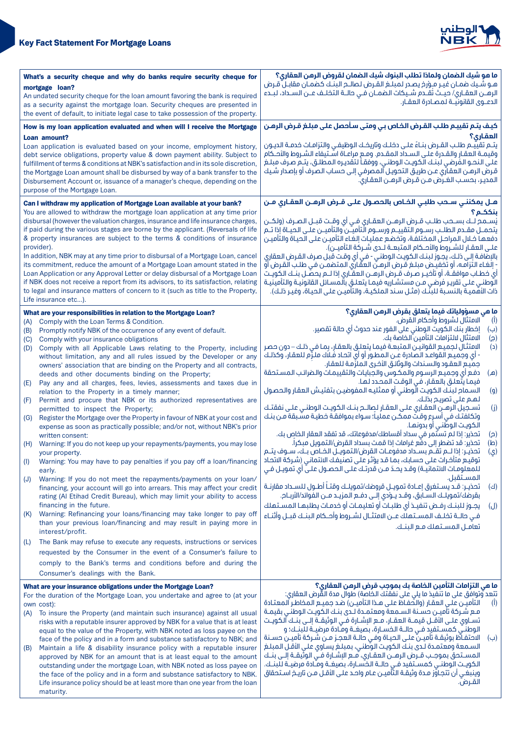## Key Fact Statement For Mortgage Loans

**What's a security cheque and why do banks require security cheque for mortgage loan?**

An undated security cheque for the loan amount favoring the bank is required as a security against the mortgage loan. Security cheques are presented in the event of default, to initiate legal case to take possession of the property.

**ما هو شيك الضمان ولماذا تطلب البنوك شيك الضمان لقروض الرهن العقاري؟**

هو شيك ضمان غير مؤرخ يصدر لمبلغ القرض لصالح البنك كضمان مقابل قرض الرهن العقاري/ حيث تقدم شيكات الضمان في حالة التخلف عن السداد، لبدء الدعوى القانونية لمصادرة العقار.

**How is my loan application evaluated and when will I receive the Mortgage Loan amount?**

Loan application is evaluated based on your income, employment history, debt service obligations, property value & down payment ability. Subject to fulfillment of terms & conditions at NBK's satisfaction and in its sole discretion, the Mortgage Loan amount shall be disbursed by way of a bank transfer to the Disbursement Account or, issuance of a manager's cheque, depending on the purpose of the Mortgage Loan.

**كيف يتم تقييم طلب القرض الخاص بي ومتى سأحصل على مبلغ قرض الرهن العقاري؟**

يتم تقييم طلب القرض بناءً على دخلك وتاريخك الوظيفي والتزامات خدمة الديون وقيمة العقار والقدرة على السداد المقدم. ومع مراعاة استيفاء الشروط والأحكام على النحو المرضي لبنك الكويت الوطني، ووفقاً لتقديره المطلق، يتم صرف مبلغ قرض الرهن العقاري عن طريق التحويل المصرفي إلى حساب الصرف أو إصدار شيك المدير، بحسب الغرض من قرض الرهن العقاري.

**Can I withdraw my application of Mortgage Loan available at your bank?**

You are allowed to withdraw the mortgage loan application at any time prior disbursal (however the valuation charges, insurance and life insurance charges, if paid during the various stages are borne by the applicant. (Reversals of life & property insurances are subject to the terms & conditions of insurance provider).

In addition, NBK may at any time prior to disbural of a Mortgage Loan, cancel its commitment, reduce the amount of a Mortgage Loan amount stated in the Loan Application or any Approval Letter or delay disbursal of a Mortgage Loan if NBK does not receive a report from its advisors, to its satisfaction, relating to legal and insurance matters of concern to it (such as title to the Property, Life insurance etc...).

**هل يمكنني سحب طلبي الخاص بالحصول على قرض الرهن العقاري من بنككم؟**

يُسمح لك بسحب طلب قرض الرهن العقاري في أي وقت قبل الصرف (ولكن يتحمل مقدم الطلب رسوم التقييم ورسوم التأمين والتأمين على الحياة إذا تم دفعها خلال المراحل المختلفة، وتخضع عمليات إلغاء التأمين على الحياة والتأمين على العقار للشروط والأحكام المتبعة لدى شركة التأمين).

بالإضافة إلى ذلك، يجوز لبنك الكويت الوطني - في أي وقت قبل صرف القرض العقاري - إلغاء التزامه، أو تخفيض مبلغ قرض الرهن العقاري المتضمن في طلب القرض أو أي خطاب موافقة، أو تأخير صرف قرض الرهن العقاري إذا لم يحصل بنك الكويت الوطني على تقرير مرضي من مستشاريه فيما يتعلق بالمسائل القانونية والتأمينية ذات الأهمية بالنسبة للبنك (مثل سند الملكية، والتأمين على الحياة، وغير ذلك).

**What are your responsibilities in relation to the Mortgage Loan?**

- (A) Comply with the Loan Terms & Condition.
- (B) Promptly notify NBK of the occurrence of any event of default.
- (C) Comply with your insurance obligations
- (D) Comply with all Applicable Laws relating to the Property, including without limitation, any and all rules issued by the Developer or any owners' association that are binding on the Property and all contracts, deeds and other documents binding on the Property;
- (E) Pay any and all charges, fees, levies, assessments and taxes due in relation to the Property in a timely manner;
- (F) Permit and procure that NBK or its authorized representatives are permitted to inspect the Property;
- (G) Register the Mortgage over the Property in favour of NBK at your cost and expense as soon as practicably possible; and/or not, without NBK's prior written consent:
- (H) Warning: If you do not keep up your repayments/payments, you may lose your property.
- (I) Warning: You may have to pay penalties if you pay off a loan/financing early.
- (J) Warning: If you do not meet the repayments/payments on your loan/financing, your account will go into arrears. This may affect your credit rating (Al Etihad Credit Bureau), which may limit your ability to access financing in the future.
- (K) Warning: Refinancing your loans/financing may take longer to pay off than your previous loan/financing and may result in paying more in interest/profit.
- (L) The Bank may refuse to execute any requests, instructions or services requested by the Consumer in the event of a Consumer's failure to comply with the Bank's terms and conditions before and during the Consumer's dealings with the Bank.

**ما هي مسؤولياتك فيما يتعلق بقرض الرهن العقاري؟**

- (أ) الامتثال لشروط وأحكام القرض.
- (ب) إخطار بنك الكويت الوطني على الفور عند حدوث أي حالة تقصير.
- (ج) الامتثال لالتزامات التأمين الخاصة بك.
- (د) الامتثال لجميع القوانين المتبعة فيما يتعلق بالعقار، بما في ذلك – دون حصر - أي وجميع القواعد الصادرة عن المطور أو أي اتحاد مُلاك ملزِم للعقار، وكذلك جميع العقود والسندات والوثائق الأخرى الملزمة للعقار.
- (هـ) دفع أي وجميع الرسوم والمكوس والجبايات والتقييمات والضرائب المستحقة فيما يتعلق بالعقار، في الوقت المحدد لها.
- (و) السماح لبنك الكويت الوطني أو ممثليه المفوضين بتفتيش العقار والحصول لهم على تصريح بذلك.
- (ز) تسجيل الرهن العقاري على العقار لصالح بنك الكويت الوطني على نفقتك وتكلفتك في أسرع وقت ممكن عملياً؛ سواء بموافقة خطية مسبقة من بنك الكويت الوطني أو بدونها.
- (ح) تحذير: إذا لم تستمر في سداد أقساطك/مدفوعاتك، قد تفقد العقار الخاص بك.
- (ط) تحذير: قد تضطر إلى دفع غرامات إذا قمت بسداد القرض/التمويل مبكراً.
- (ي) تحذير: إذا لم تقم بسداد مدفوعات القرض/التمويل الخاص بك، سوف يتم توقيع متأخرات على حسابك، بما قد يؤثر على تصنيفك الائتماني (شركة الاتحاد للمعلومات الائتمانية) وقد يحد من قدرتك على الحصول على أي تمويل في المستقبل.
- (ك) تحذير: قد يستغرق إعادة تمويل قروضك/تمويلك وقتاً أطول للسداد مقارنة بقرضك/تمويلك السابق، وقد يؤدي إلى دفع المزيد من الفوائد/الأرباح.
- (ل) يجوز للبنك رفض تنفيذ أي طلبات أو تعليمات أو خدمات يطلبها المستهلك في حالة تخلف المستهلك عن الامتثال لشروط وأحكام البنك قبل وأثناء تعامل المستهلك مع البنك.

**What are your insurance obligations under the Mortgage Loan?**

For the duration of the Mortgage Loan, you undertake and agree to (at your own cost):

- (A) To insure the Property (and maintain such insurance) against usual risks with a reputable insurer approved by NBK for a value that is at least equal to the value of the Property, with NBK noted as loss payee on the face of the policy and in a form and substance satisfactory to NBK; and
- (B) Maintain a life & disability insurance policy with a reputable insurer approved by NBK for an amount that is at least equal to the amount outstanding under the mortgage Loan, with NBK noted as loss payee on the face of the policy and in a form and substance satisfactory to NBK. Life insurance policy should be at least more than one year from the loan maturity.

**ما هي التزامات التأمين الخاصة بك بموجب قرض الرهن العقاري؟**

تتعهد وتوافق على ما تنفيذ ما يلي على نفقتك الخاصة) طوال مدة القرض العقاري:

- (أ) التأمين على العقار (والحفاظ على هذا التأمين) ضد جميع المخاطر المعتادة مع شركة تأمين حسنة السمعة ومعتمدة لدى بنك الكويت الوطني بقيمة تساوي على الأقل قيمة العقار، مع الإشارة في الوثيقة إلى بنك الكويت الوطني كمستفيد في حالة الخسارة، بصيغة ومادة مرضية للبنك؛ و
- (ب) الاحتفاظ بوثيقة تأمين على الحياة وفي حالة العجز من شركة تأمين حسنة السمعة ومعتمدة لدى بنك الكويت الوطني، بمبلغ يساوي على الأقل المبلغ المستحق بموجب قرض الرهن العقاري، مع الإشارة في الوثيقة إلى بنك الكويت الوطني كمستفيد في حالة الخسارة، بصيغة ومادة مرضية للبنك. وينبغي أن تتجاوز مدة وثيقة التأمين عام واحد على الأقل من تاريخ استحقاق القرض.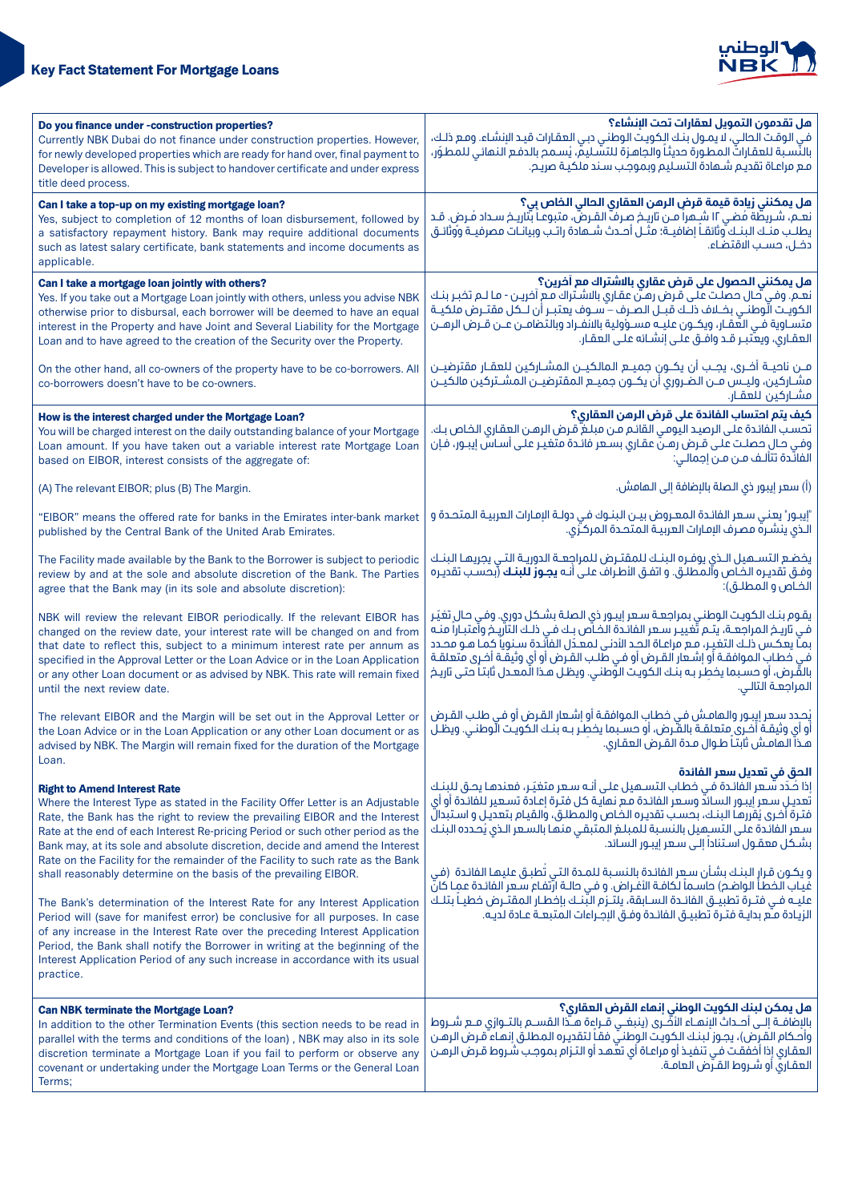| Do you finance under -construction properties? Currently NBK Dubai do not finance under construction properties. However, for newly developed properties which are ready for hand over, final payment to Developer is allowed. This is subject to handover certificate and under express title deed process. | هل تقدمون التمويل لعقارات تحت الإنشاء؟ في الوقت الحالي، لا يمول بنك الكويت الوطني دبي العقارات قيد الإنشاء. ومع ذلك، بالنسبة للعقارات المطورة حديثاً والجاهزة للتسليم، يُسمح بالدفع النهائي للمطوّر، مع مراعاة تقديم شهادة التسليم وبموجب سند ملكية صريح. |
|---|---|
| Can I take a top-up on my existing mortgage loan? Yes, subject to completion of 12 months of loan disbursement, followed by a satisfactory repayment history. Bank may require additional documents such as latest salary certificate, bank statements and income documents as applicable. | هل يمكنني زيادة قيمة قرض الرهن العقاري الحالي الخاص بي؟ نعم، شريطة مُضي ١٢ شهراً من تاريخ صرف القرض، متبوعاً بتاريخ سداد مُرضٍ. قد يطلب منك البنك وثائقاً إضافية: مثل أحدث شهادة راتب وبيانات مصرفية ووثائق دخل، حسب الاقتضاء. |
| Can I take a mortgage loan jointly with others? Yes. If you take out a Mortgage Loan jointly with others, unless you advise NBK otherwise prior to disbursal, each borrower will be deemed to have an equal interest in the Property and have Joint and Several Liability for the Mortgage Loan and to have agreed to the creation of the Security over the Property.<br><br>On the other hand, all co-owners of the property have to be co-borrowers. All co-borrowers doesn't have to be co-owners. | هل يمكنني الحصول على قرض عقاري بالاشتراك مع آخرين؟ نعم. وفي حال حصلت على قرض رهن عقاري بالاشتراك مع آخرين - ما لم تخبر بنك الكويت الوطني بخلاف ذلك قبل الصرف – سوف يعتبر أن لكل مقترض ملكية متساوية في العقار، ويكون عليه مسؤولية بالانفراد وبالتضامن عن قرض الرهن العقاري، ويعتبر قد وافق على إنشائه على العقار.<br><br>من ناحية أخرى، يجب أن يكون جميع المالكين المشاركين للعقار مقترضين مشاركين، وليس من الضروري أن يكون جميع المقترضين المشتركين مالكين مشاركين للعقار. |
| How is the interest charged under the Mortgage Loan? You will be charged interest on the daily outstanding balance of your Mortgage Loan amount. If you have taken out a variable interest rate Mortgage Loan based on EIBOR, interest consists of the aggregate of:<br><br>(A) The relevant EIBOR; plus (B) The Margin.<br><br>"EIBOR" means the offered rate for banks in the Emirates inter-bank market published by the Central Bank of the United Arab Emirates.<br><br>The Facility made available by the Bank to the Borrower is subject to periodic review by and at the sole and absolute discretion of the Bank. The Parties agree that the Bank may (in its sole and absolute discretion):<br><br>NBK will review the relevant EIBOR periodically. If the relevant EIBOR has changed on the review date, your interest rate will be changed on and from that date to reflect this, subject to a minimum interest rate per annum as specified in the Approval Letter or in the Loan Advice or in the Loan Application or any other Loan document or as advised by NBK. This rate will remain fixed until the next review date.<br><br>The relevant EIBOR and the Margin will be set out in the Approval Letter or the Loan Advice or in the Loan Application or any other Loan document or as advised by NBK. The Margin will remain fixed for the duration of the Mortgage Loan.<br><br>**Right to Amend Interest Rate**<br>Where the Interest Type as stated in the Facility Offer Letter is an Adjustable Rate, the Bank has the right to review the prevailing EIBOR and the Interest Rate at the end of each Interest Re-pricing Period or such other period as the Bank may, at its sole and absolute discretion, decide and amend the Interest Rate on the Facility for the remainder of the Facility to such rate as the Bank shall reasonably determine on the basis of the prevailing EIBOR.<br><br>The Bank's determination of the Interest Rate for any Interest Application Period will (save for manifest error) be conclusive for all purposes. In case of any increase in the Interest Rate over the preceding Interest Application Period, the Bank shall notify the Borrower in writing at the beginning of the Interest Application Period of any such increase in accordance with its usual practice. | كيف يتم احتساب الفائدة على قرض الرهن العقاري؟ تحسب الفائدة على الرصيد اليومي القائم من مبلغ قرض الرهن العقاري الخاص بك. وفي حال حصلت على قرض رهن عقاري بسعر فائدة متغير على أساس إيبور، فإن الفائدة تتألف من من إجمالي:<br><br>(أ) سعر إيبور ذي الصلة بالإضافة إلى الهامش.<br><br>"إيبور" يعني سعر الفائدة المعروض بين البنوك في دولة الإمارات العربية المتحدة و الذي ينشره مصرف الإمارات العربية المتحدة المركزي.<br><br>يخضع التسهيل الذي يوفره البنك للمقترض للمراجعة الدورية التي يجريها البنك وفق تقديره الخاص والمطلق. و اتفق الأطراف على أنه **يجوز للبنك** (بحسب تقديره الخاص و المطلق):<br><br>يقوم بنك الكويت الوطني بمراجعة سعر إيبور ذي الصلة بشكل دوري. وفي حال تغيّر في تاريخ المراجعة، يتم تغيير سعر الفائدة الخاص بك في ذلك التاريخ واعتباراً منه بما يعكس ذلك التغير، مع مراعاة الحد الأدنى لمعدّل الفائدة سنوياً كما هو محدد في خطاب الموافقة أو إشعار القرض أو في طلب القرض أو أي وثيقة أخرى متعلقة بالقرض، أو حسبما يخطِر به بنك الكويت الوطني. ويظل هذا المعدل ثابتاً حتى تاريخ المراجعة التالي.<br><br>يُحدد سعر إيبور والهامش في خطاب الموافقة أو إشعار القرض أو في طلب القرض أو أي وثيقة أخرى متعلقة بالقرض، أو حسبما يخطِر به بنك الكويت الوطني. ويظل هذا الهامش ثابتاً طوال مدة القرض العقاري.<br><br>**الحق في تعديل سعر الفائدة**<br>إذا حُدد سعر الفائدة في خطاب التسهيل على أنه سعر متغيّر، فعندها يحق للبنك تعديل سعر إيبور السائد وسعر الفائدة مع نهاية كل فترة إعادة تسعير للفائدة أو أي فترة أخرى يقررها البنك، بحسب تقديره الخاص والمطلق، والقيام بتعديل و استبدال سعر الفائدة على التسهيل بالنسبة للمبلغ المتبقي منها بالسعر الذي يُحدده البنك بشكل معقول استناداً إلى سعر إيبور السائد.<br><br>و يكون قرار البنك بشأن سعر الفائدة بالنسبة للمدة التي تُطبق عليها الفائدة (في غياب الخطأ الواضح) حاسماً لكافة الأغراض. و في حالة ارتفاع سعر الفائدة عما كان عليه في فترة تطبيق الفائدة السابقة، يلتزم البنك بإخطار المقترض خطياً بتلك الزيادة مع بداية فترة تطبيق الفائدة وفق الإجراءات المتبعة عادة لديه. |
| Can NBK terminate the Mortgage Loan? In addition to the other Termination Events (this section needs to be read in parallel with the terms and conditions of the loan) , NBK may also in its sole discretion terminate a Mortgage Loan if you fail to perform or observe any covenant or undertaking under the Mortgage Loan Terms or the General Loan Terms; | هل يمكن لبنك الكويت الوطني إنهاء القرض العقاري؟ بالإضافة إلى أحداث الإنهاء الأخرى (ينبغي قراءة هذا القسم بالتوازي مع شروط وأحكام القرض)، يجوز لبنك الكويت الوطني وفقاً لتقديره المطلق إنهاء قرض الرهن العقاري إذا أخفقت في تنفيذ أو مراعاة أي تعهد أو التزام بموجب شروط قرض الرهن العقاري أو شروط القرض العامة. |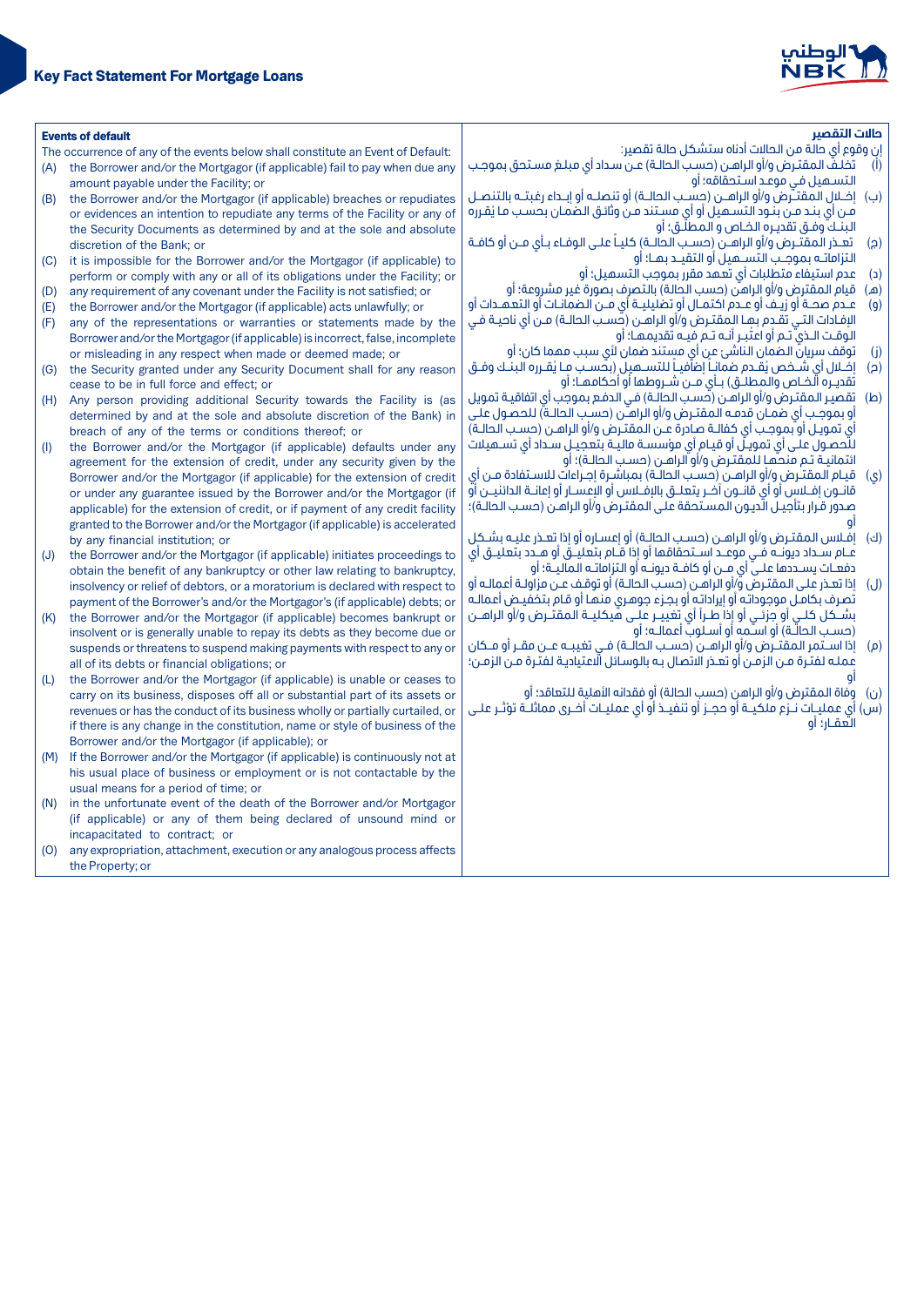## Key Fact Statement For Mortgage Loans

**Events of default**

The occurrence of any of the events below shall constitute an Event of Default:

(A) the Borrower and/or the Mortgagor (if applicable) fail to pay when due any amount payable under the Facility; or

(B) the Borrower and/or the Mortgagor (if applicable) breaches or repudiates or evidences an intention to repudiate any terms of the Facility or any of the Security Documents as determined by and at the sole and absolute discretion of the Bank; or

(C) it is impossible for the Borrower and/or the Mortgagor (if applicable) to perform or comply with any or all of its obligations under the Facility; or

(D) any requirement of any covenant under the Facility is not satisfied; or

(E) the Borrower and/or the Mortgagor (if applicable) acts unlawfully; or

(F) any of the representations or warranties or statements made by the Borrower and/or the Mortgagor (if applicable) is incorrect, false, incomplete or misleading in any respect when made or deemed made; or

(G) the Security granted under any Security Document shall for any reason cease to be in full force and effect; or

(H) Any person providing additional Security towards the Facility is (as determined by and at the sole and absolute discretion of the Bank) in breach of any of the terms or conditions thereof; or

(I) the Borrower and/or the Mortgagor (if applicable) defaults under any agreement for the extension of credit, under any security given by the Borrower and/or the Mortgagor (if applicable) for the extension of credit or under any guarantee issued by the Borrower and/or the Mortgagor (if applicable) for the extension of credit, or if payment of any credit facility granted to the Borrower and/or the Mortgagor (if applicable) is accelerated by any financial institution; or

(J) the Borrower and/or the Mortgagor (if applicable) initiates proceedings to obtain the benefit of any bankruptcy or other law relating to bankruptcy, insolvency or relief of debtors, or a moratorium is declared with respect to payment of the Borrower's and/or the Mortgagor's (if applicable) debts; or

(K) the Borrower and/or the Mortgagor (if applicable) becomes bankrupt or insolvent or is generally unable to repay its debts as they become due or suspends or threatens to suspend making payments with respect to any or all of its debts or financial obligations; or

(L) the Borrower and/or the Mortgagor (if applicable) is unable or ceases to carry on its business, disposes off all or substantial part of its assets or revenues or has the conduct of its business wholly or partially curtailed, or if there is any change in the constitution, name or style of business of the Borrower and/or the Mortgagor (if applicable); or

(M) If the Borrower and/or the Mortgagor (if applicable) is continuously not at his usual place of business or employment or is not contactable by the usual means for a period of time; or

(N) in the unfortunate event of the death of the Borrower and/or Mortgagor (if applicable) or any of them being declared of unsound mind or incapacitated to contract; or

(O) any expropriation, attachment, execution or any analogous process affects the Property; or

**حالات التقصير**

إن وقوع أي حالة من الحالات أدناه ستشكل حالة تقصير:

(أ) تخلف المقترض و/أو الراهن (حسب الحالة) عن سداد أي مبلغ مستحق بموجب التسهيل في موعد استحقاقه؛ أو

(ب) إخلال المقترض و/أو الراهن (حسب الحالة) أو تنصله أو إبداء رغبته بالتنصل من أي بند من بنود التسهيل أو أي مستند من وثائق الضمان بحسب ما يقرره البنك وفق تقديره الخاص و المطلق؛ أو

(ج) تعذر المقترض و/أو الراهن (حسب الحالة) كلياً على الوفاء بأي من أو كافة التزاماته بموجب التسهيل أو التقيد بها؛ أو

(د) عدم استيفاء متطلبات أي تعهد مقرر بموجب التسهيل؛ أو

(هـ) قيام المقترض و/أو الراهن (حسب الحالة) بالتصرف بصورة غير مشروعة؛ أو

(و) عدم صحة أو زيف أو عدم اكتمال أو تضليلية أي من الضمانات أو التعهدات أو الإفادات التي تقدم بها المقترض و/أو الراهن (حسب الحالة) من أي ناحية في الوقت الذي تم أو اعتبر أنه تم فيه تقديمها؛ أو

(ز) توقف سريان الضمان الناشئ عن أي مستند ضمان لأي سبب مهما كان؛ أو

(ح) إخلال أي شخص يقدم ضماناً إضافياً للتسهيل (بحسب ما يقرره البنك وفق تقديره الخاص والمطلق) بأي من شروطها أو أحكامها؛ أو

(ط) تقصير المقترض و/أو الراهن (حسب الحالة) في الدفع بموجب أي اتفاقية تمويل أو بموجب أي ضمان قدمه المقترض و/أو الراهن (حسب الحالة) للحصول على أي تمويل أو بموجب أي كفالة صادرة عن المقترض و/أو الراهن (حسب الحالة) للحصول على أي تمويل أو قيام أي مؤسسة مالية بتعجيل سداد أي تسهيلات ائتمانية تم منحها للمقترض و/أو الراهن (حسب الحالة)؛ أو

(ي) قيام المقترض و/أو الراهن (حسب الحالة) بمباشرة إجراءات للاستفادة من أي قانون إفلاس أو أي قانون آخر يتعلق بالإفلاس أو الإعسار أو إعانة الدائنين أو صدور قرار بتأجيل الديون المستحقة على المقترض و/أو الراهن (حسب الحالة)؛ أو

(ك) إفلاس المقترض و/أو الراهن (حسب الحالة) أو إعساره أو إذا تعذر عليه بشكل عام سداد ديونه في موعد استحقاقها أو إذا قام بتعليق أو هدد بتعليق أي دفعات يسددها على أي من أو كافة ديونه أو التزاماته المالية؛ أو

(ل) إذا تعذر على المقترض و/أو الراهن (حسب الحالة) أو توقف عن مزاولة أعماله أو تصرف بكامل موجوداته أو إيراداته أو بجزء جوهري منها أو قام بتخفيض أعماله بشكل كلي أو جزئي أو إذا طرأ أي تغيير على هيكلية المقترض و/أو الراهن (حسب الحالة) أو اسمه أو أسلوب أعماله؛ أو

(م) إذا استمر المقترض و/أو الراهن (حسب الحالة) في تغيبه عن مقر أو مكان عمله لفترة من الزمن أو تعذر الاتصال به بالوسائل الاعتيادية لفترة من الزمن؛ أو

(ن) وفاة المقترض و/أو الراهن (حسب الحالة) أو فقدانه الأهلية للتعاقد؛ أو

(س) أي عمليات نزع ملكية أو حجز أو تنفيذ أو أي عمليات أخرى مماثلة تؤثر على العقار؛ أو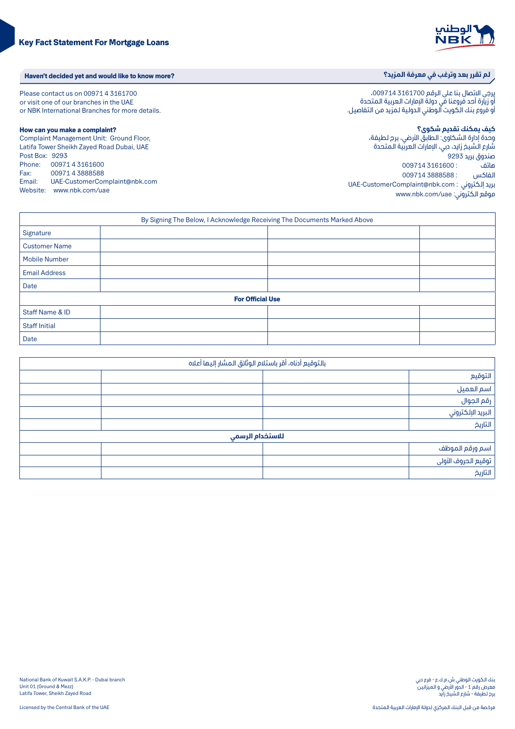## Haven't decided yet and would like to know more?

Please contact us on 00971 4 3161700
or visit one of our branches in the UAE
or NBK International Branches for more details.

**How can you make a complaint?**
Complaint Management Unit: Ground Floor,
Latifa Tower Sheikh Zayed Road Dubai, UAE
Post Box: 9293
Phone: 00971 4 3161600
Fax: 00971 4 3888588
Email: UAE-CustomerComplaint@nbk.com
Website: www.nbk.com/uae

## لم تقرر بعد وترغب في معرفة المزيد؟

يرجى الاتصال بنا على الرقم 009714 3161700،
أو زيارة أحد فروعنا في دولة الإمارات العربية المتحدة
أو فروع بنك الكويت الوطني الدولية لمزيد من التفاصيل.

**كيف يمكنك تقديم شكوى؟**
وحدة إدارة الشكاوى: الطابق الأرضي، برج لطيفة،
شارع الشيخ زايد، دبي، الإمارات العربية المتحدة
صندوق بريد 9293
هاتف : 009714 3161600
الفاكس : 009714 3888588
بريد إلكتروني : UAE-CustomerComplaint@nbk.com
موقع الكتروني: www.nbk.com/uae

| By Signing The Below, I Acknowledge Receiving The Documents Marked Above | | | |
|---|---|---|---|
| Signature | | | |
| Customer Name | | | |
| Mobile Number | | | |
| Email Address | | | |
| Date | | | |
| **For Official Use** | | | |
| Staff Name & ID | | | |
| Staff Initial | | | |
| Date | | | |

| | | | بالتوقيع أدناه، أقر باستلام الوثائق المشار إليها أعلاه |
|---|---|---|---|
| | | | التوقيع |
| | | | اسم العميل |
| | | | رقم الجوال |
| | | | البريد الإلكتروني |
| | | | التاريخ |
| | | | **للاستخدام الرسمي** |
| | | | اسم ورقم الموظف |
| | | | توقيع الحروف الأولى |
| | | | التاريخ |

National Bank of Kuwait S.A.K.P. - Dubai branch
Unit 01 (Ground & Mezz)
Latifa Tower, Sheikh Zayed Road

Licensed by the Central Bank of the UAE

بنك الكويت الوطني ش.م.ك.ع - فرع دبي
معرض رقم 1 - الدور الأرضي و الميزانين
برج لطيفة - شارع الشيخ زايد

مرخصة من قبل البنك المركزي لدولة الإمارات العربية المتحدة